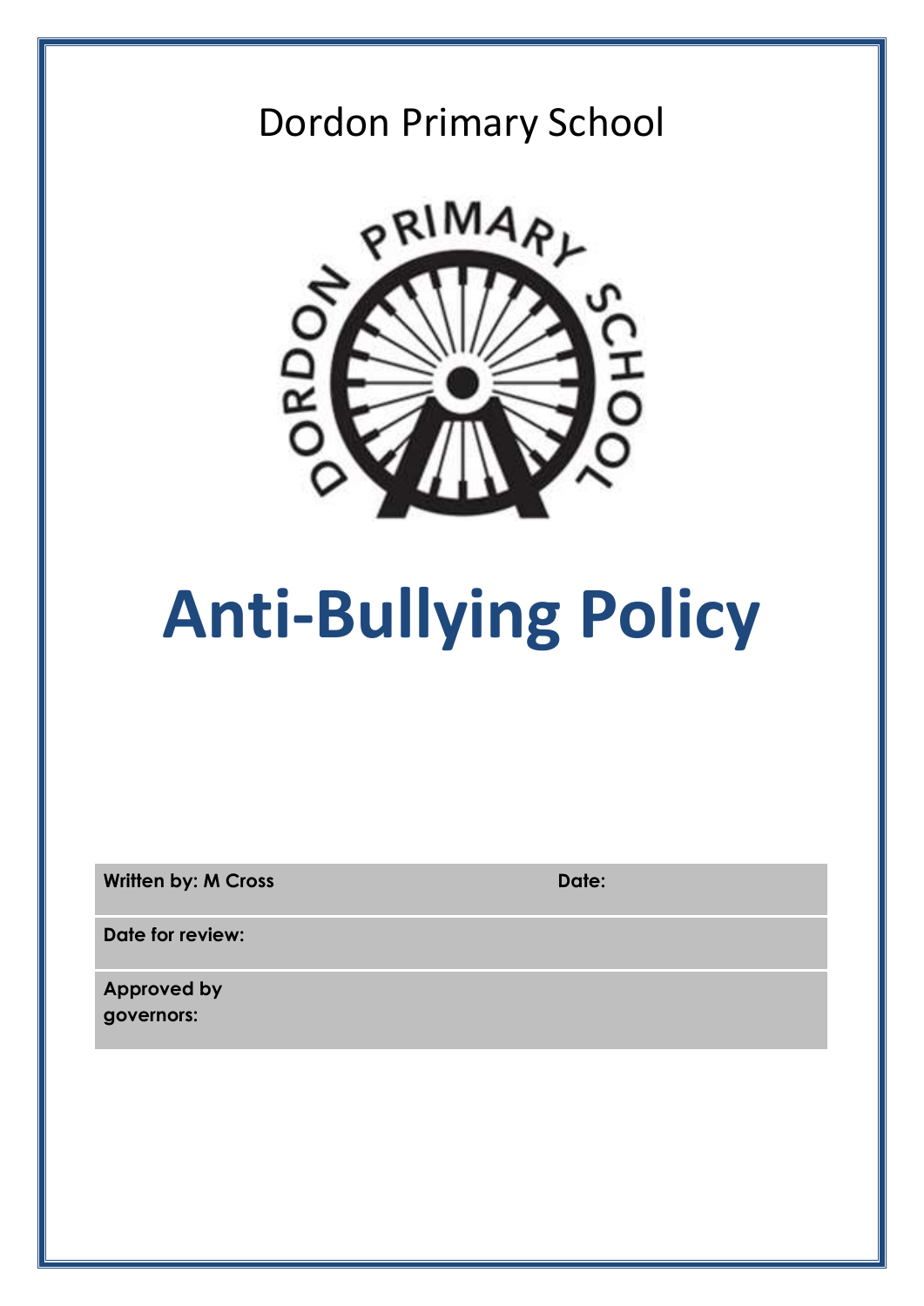Dordon Primary School

# Anti-Bullying Policy

| **Written by: M Cross** | **Date:** |
| --- | --- |
| **Date for review:** | |
| **Approved by governors:** | |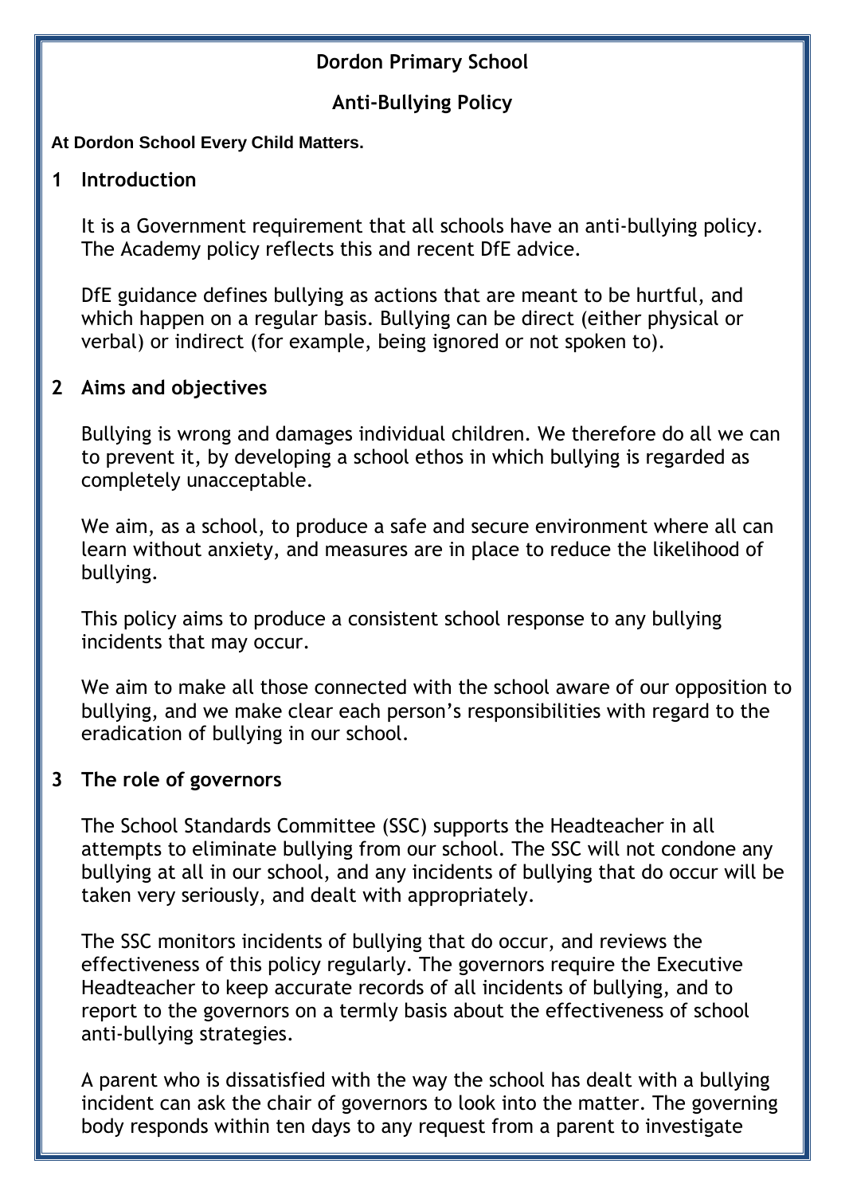**Dordon Primary School**

**Anti-Bullying Policy**

**At Dordon School Every Child Matters.**

## 1 Introduction

It is a Government requirement that all schools have an anti-bullying policy. The Academy policy reflects this and recent DfE advice.

DfE guidance defines bullying as actions that are meant to be hurtful, and which happen on a regular basis. Bullying can be direct (either physical or verbal) or indirect (for example, being ignored or not spoken to).

## 2 Aims and objectives

Bullying is wrong and damages individual children. We therefore do all we can to prevent it, by developing a school ethos in which bullying is regarded as completely unacceptable.

We aim, as a school, to produce a safe and secure environment where all can learn without anxiety, and measures are in place to reduce the likelihood of bullying.

This policy aims to produce a consistent school response to any bullying incidents that may occur.

We aim to make all those connected with the school aware of our opposition to bullying, and we make clear each person's responsibilities with regard to the eradication of bullying in our school.

## 3 The role of governors

The School Standards Committee (SSC) supports the Headteacher in all attempts to eliminate bullying from our school. The SSC will not condone any bullying at all in our school, and any incidents of bullying that do occur will be taken very seriously, and dealt with appropriately.

The SSC monitors incidents of bullying that do occur, and reviews the effectiveness of this policy regularly. The governors require the Executive Headteacher to keep accurate records of all incidents of bullying, and to report to the governors on a termly basis about the effectiveness of school anti-bullying strategies.

A parent who is dissatisfied with the way the school has dealt with a bullying incident can ask the chair of governors to look into the matter. The governing body responds within ten days to any request from a parent to investigate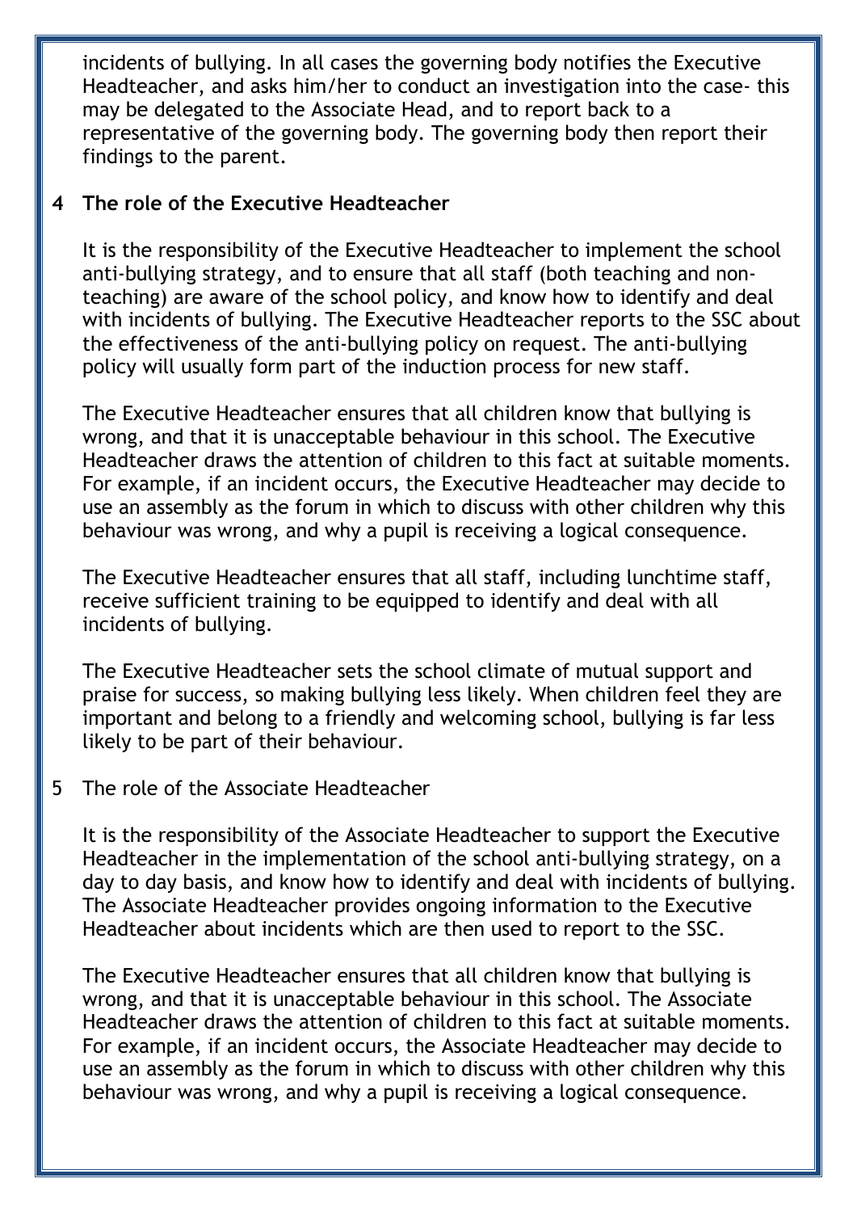incidents of bullying. In all cases the governing body notifies the Executive Headteacher, and asks him/her to conduct an investigation into the case- this may be delegated to the Associate Head, and to report back to a representative of the governing body. The governing body then report their findings to the parent.

## 4 The role of the Executive Headteacher

It is the responsibility of the Executive Headteacher to implement the school anti-bullying strategy, and to ensure that all staff (both teaching and non-teaching) are aware of the school policy, and know how to identify and deal with incidents of bullying. The Executive Headteacher reports to the SSC about the effectiveness of the anti-bullying policy on request. The anti-bullying policy will usually form part of the induction process for new staff.

The Executive Headteacher ensures that all children know that bullying is wrong, and that it is unacceptable behaviour in this school. The Executive Headteacher draws the attention of children to this fact at suitable moments. For example, if an incident occurs, the Executive Headteacher may decide to use an assembly as the forum in which to discuss with other children why this behaviour was wrong, and why a pupil is receiving a logical consequence.

The Executive Headteacher ensures that all staff, including lunchtime staff, receive sufficient training to be equipped to identify and deal with all incidents of bullying.

The Executive Headteacher sets the school climate of mutual support and praise for success, so making bullying less likely. When children feel they are important and belong to a friendly and welcoming school, bullying is far less likely to be part of their behaviour.

## 5 The role of the Associate Headteacher

It is the responsibility of the Associate Headteacher to support the Executive Headteacher in the implementation of the school anti-bullying strategy, on a day to day basis, and know how to identify and deal with incidents of bullying. The Associate Headteacher provides ongoing information to the Executive Headteacher about incidents which are then used to report to the SSC.

The Executive Headteacher ensures that all children know that bullying is wrong, and that it is unacceptable behaviour in this school. The Associate Headteacher draws the attention of children to this fact at suitable moments. For example, if an incident occurs, the Associate Headteacher may decide to use an assembly as the forum in which to discuss with other children why this behaviour was wrong, and why a pupil is receiving a logical consequence.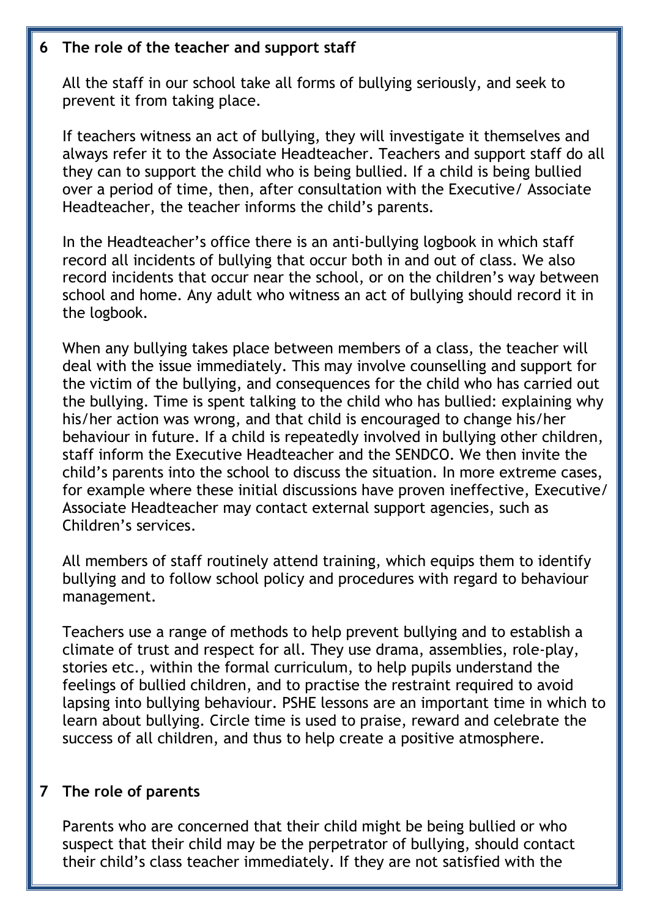## 6 The role of the teacher and support staff

All the staff in our school take all forms of bullying seriously, and seek to prevent it from taking place.

If teachers witness an act of bullying, they will investigate it themselves and always refer it to the Associate Headteacher. Teachers and support staff do all they can to support the child who is being bullied. If a child is being bullied over a period of time, then, after consultation with the Executive/ Associate Headteacher, the teacher informs the child's parents.

In the Headteacher's office there is an anti-bullying logbook in which staff record all incidents of bullying that occur both in and out of class. We also record incidents that occur near the school, or on the children's way between school and home. Any adult who witness an act of bullying should record it in the logbook.

When any bullying takes place between members of a class, the teacher will deal with the issue immediately. This may involve counselling and support for the victim of the bullying, and consequences for the child who has carried out the bullying. Time is spent talking to the child who has bullied: explaining why his/her action was wrong, and that child is encouraged to change his/her behaviour in future. If a child is repeatedly involved in bullying other children, staff inform the Executive Headteacher and the SENDCO. We then invite the child's parents into the school to discuss the situation. In more extreme cases, for example where these initial discussions have proven ineffective, Executive/ Associate Headteacher may contact external support agencies, such as Children's services.

All members of staff routinely attend training, which equips them to identify bullying and to follow school policy and procedures with regard to behaviour management.

Teachers use a range of methods to help prevent bullying and to establish a climate of trust and respect for all. They use drama, assemblies, role-play, stories etc., within the formal curriculum, to help pupils understand the feelings of bullied children, and to practise the restraint required to avoid lapsing into bullying behaviour. PSHE lessons are an important time in which to learn about bullying. Circle time is used to praise, reward and celebrate the success of all children, and thus to help create a positive atmosphere.

## 7 The role of parents

Parents who are concerned that their child might be being bullied or who suspect that their child may be the perpetrator of bullying, should contact their child's class teacher immediately. If they are not satisfied with the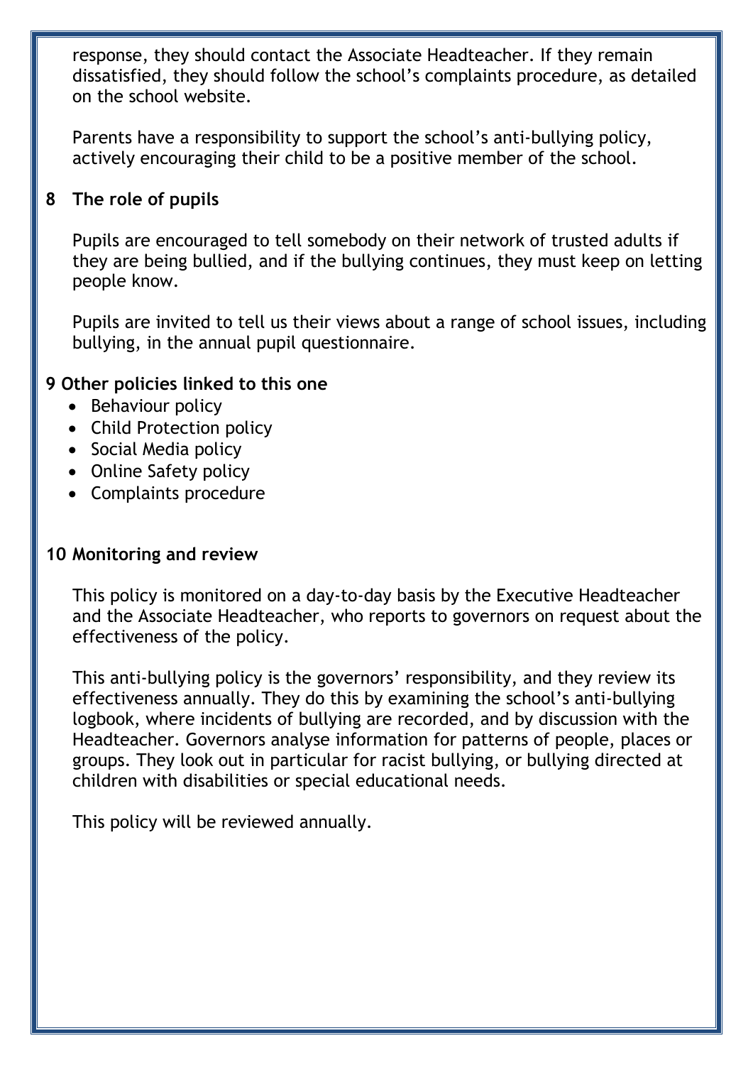response, they should contact the Associate Headteacher. If they remain dissatisfied, they should follow the school's complaints procedure, as detailed on the school website.

Parents have a responsibility to support the school's anti-bullying policy, actively encouraging their child to be a positive member of the school.

## 8 The role of pupils

Pupils are encouraged to tell somebody on their network of trusted adults if they are being bullied, and if the bullying continues, they must keep on letting people know.

Pupils are invited to tell us their views about a range of school issues, including bullying, in the annual pupil questionnaire.

## 9 Other policies linked to this one

- Behaviour policy
- Child Protection policy
- Social Media policy
- Online Safety policy
- Complaints procedure

## 10 Monitoring and review

This policy is monitored on a day-to-day basis by the Executive Headteacher and the Associate Headteacher, who reports to governors on request about the effectiveness of the policy.

This anti-bullying policy is the governors' responsibility, and they review its effectiveness annually. They do this by examining the school's anti-bullying logbook, where incidents of bullying are recorded, and by discussion with the Headteacher. Governors analyse information for patterns of people, places or groups. They look out in particular for racist bullying, or bullying directed at children with disabilities or special educational needs.

This policy will be reviewed annually.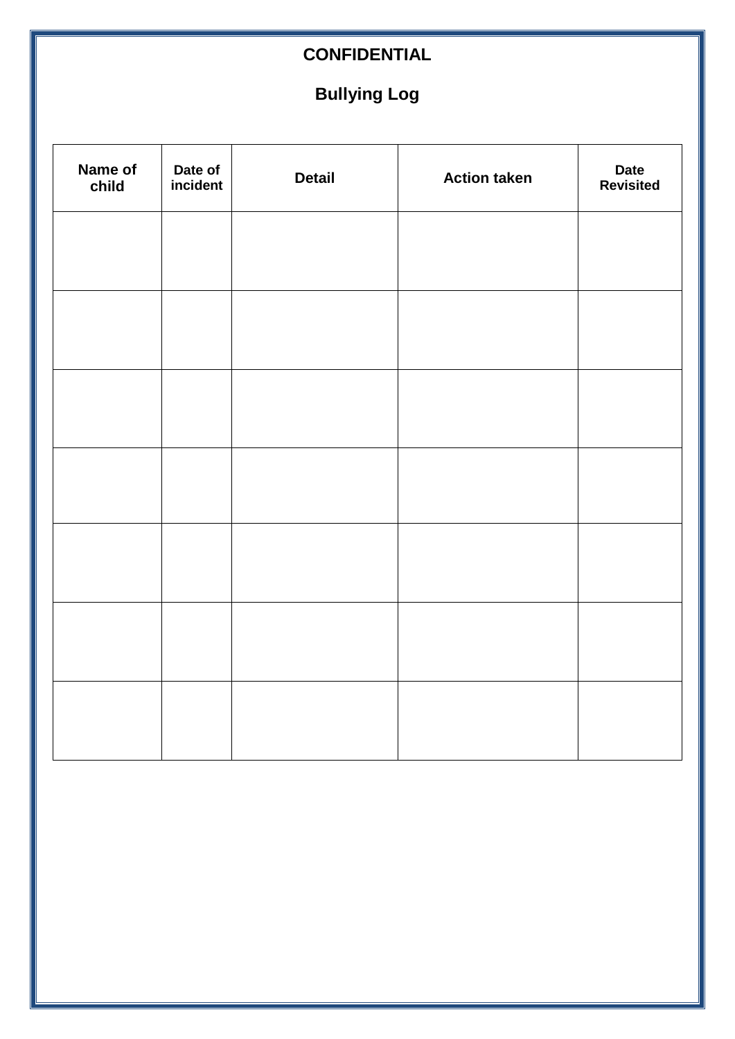**CONFIDENTIAL**

## Bullying Log

| Name of child | Date of incident | Detail | Action taken | Date Revisited |
|---|---|---|---|---|
| | | | | |
| | | | | |
| | | | | |
| | | | | |
| | | | | |
| | | | | |
| | | | | |